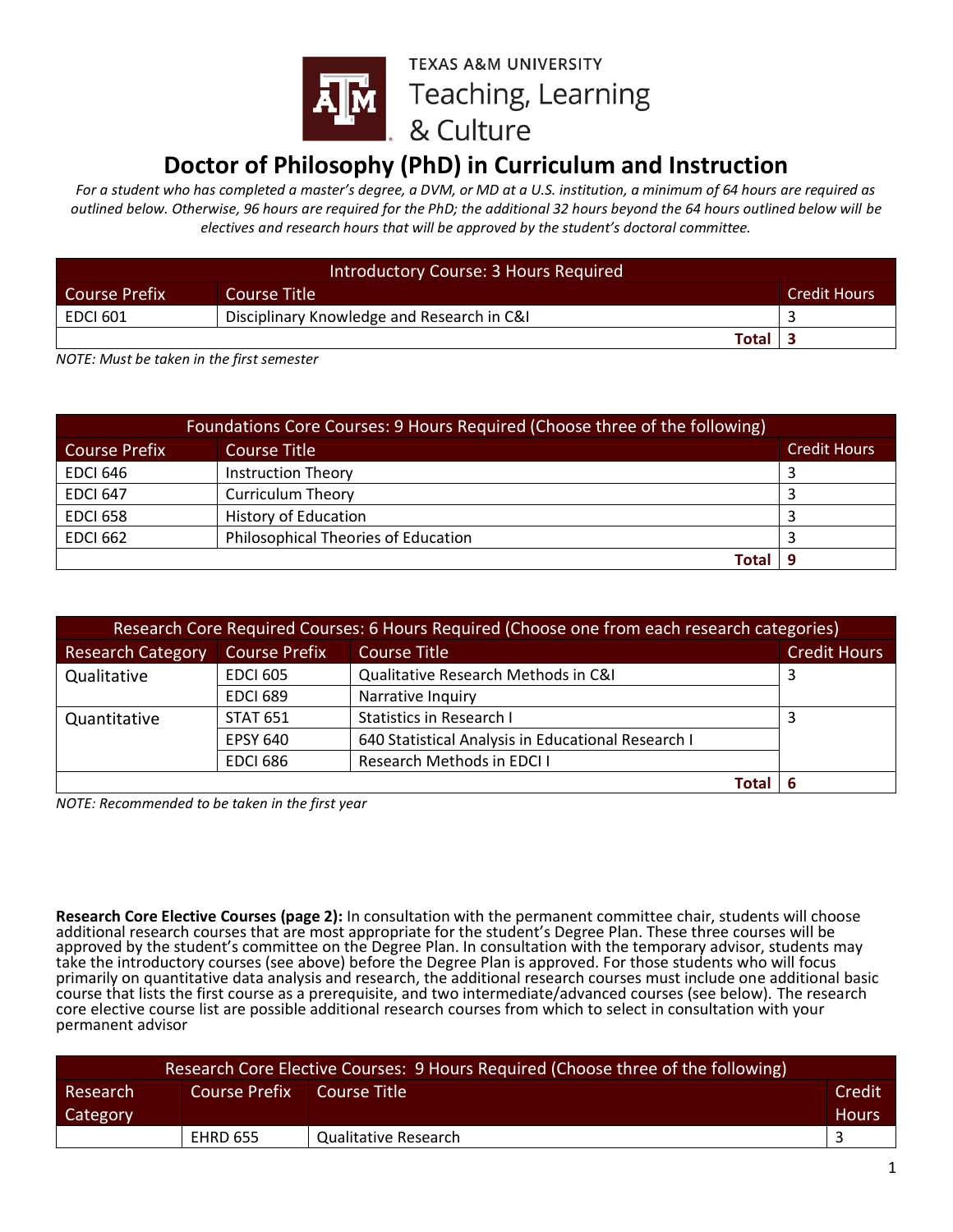TEXAS A&M UNIVERSITY
Teaching, Learning & Culture

# Doctor of Philosophy (PhD) in Curriculum and Instruction

*For a student who has completed a master's degree, a DVM, or MD at a U.S. institution, a minimum of 64 hours are required as outlined below. Otherwise, 96 hours are required for the PhD; the additional 32 hours beyond the 64 hours outlined below will be electives and research hours that will be approved by the student's doctoral committee.*

| Introductory Course: 3 Hours Required | | |
|---|---|---|
| Course Prefix | Course Title | Credit Hours |
| EDCI 601 | Disciplinary Knowledge and Research in C&I | 3 |
| | **Total** | **3** |

*NOTE: Must be taken in the first semester*

| Foundations Core Courses: 9 Hours Required (Choose three of the following) | | |
|---|---|---|
| Course Prefix | Course Title | Credit Hours |
| EDCI 646 | Instruction Theory | 3 |
| EDCI 647 | Curriculum Theory | 3 |
| EDCI 658 | History of Education | 3 |
| EDCI 662 | Philosophical Theories of Education | 3 |
| | **Total** | **9** |

| Research Core Required Courses: 6 Hours Required (Choose one from each research categories) | | | |
|---|---|---|---|
| Research Category | Course Prefix | Course Title | Credit Hours |
| Qualitative | EDCI 605 | Qualitative Research Methods in C&I | 3 |
| | EDCI 689 | Narrative Inquiry | |
| Quantitative | STAT 651 | Statistics in Research I | 3 |
| | EPSY 640 | 640 Statistical Analysis in Educational Research I | |
| | EDCI 686 | Research Methods in EDCI I | |
| | | **Total** | **6** |

*NOTE: Recommended to be taken in the first year*

**Research Core Elective Courses (page 2):** In consultation with the permanent committee chair, students will choose additional research courses that are most appropriate for the student's Degree Plan. These three courses will be approved by the student's committee on the Degree Plan. In consultation with the temporary advisor, students may take the introductory courses (see above) before the Degree Plan is approved. For those students who will focus primarily on quantitative data analysis and research, the additional research courses must include one additional basic course that lists the first course as a prerequisite, and two intermediate/advanced courses (see below). The research core elective course list are possible additional research courses from which to select in consultation with your permanent advisor

| Research Core Elective Courses: 9 Hours Required (Choose three of the following) | | | |
|---|---|---|---|
| Research Category | Course Prefix | Course Title | Credit Hours |
| | EHRD 655 | Qualitative Research | 3 |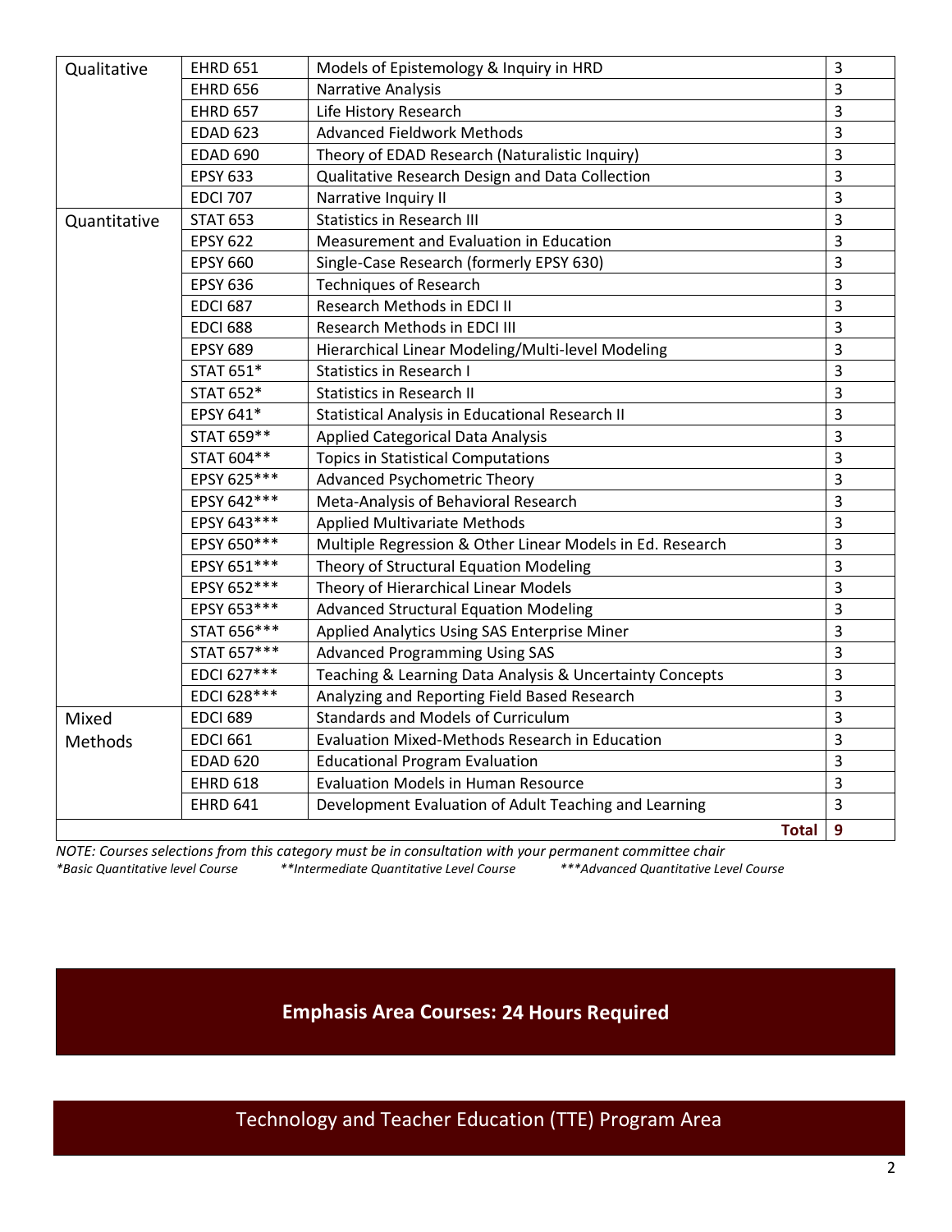| | | | |
|---|---|---|---|
| Qualitative | EHRD 651 | Models of Epistemology & Inquiry in HRD | 3 |
| | EHRD 656 | Narrative Analysis | 3 |
| | EHRD 657 | Life History Research | 3 |
| | EDAD 623 | Advanced Fieldwork Methods | 3 |
| | EDAD 690 | Theory of EDAD Research (Naturalistic Inquiry) | 3 |
| | EPSY 633 | Qualitative Research Design and Data Collection | 3 |
| | EDCI 707 | Narrative Inquiry II | 3 |
| Quantitative | STAT 653 | Statistics in Research III | 3 |
| | EPSY 622 | Measurement and Evaluation in Education | 3 |
| | EPSY 660 | Single-Case Research (formerly EPSY 630) | 3 |
| | EPSY 636 | Techniques of Research | 3 |
| | EDCI 687 | Research Methods in EDCI II | 3 |
| | EDCI 688 | Research Methods in EDCI III | 3 |
| | EPSY 689 | Hierarchical Linear Modeling/Multi-level Modeling | 3 |
| | STAT 651* | Statistics in Research I | 3 |
| | STAT 652* | Statistics in Research II | 3 |
| | EPSY 641* | Statistical Analysis in Educational Research II | 3 |
| | STAT 659** | Applied Categorical Data Analysis | 3 |
| | STAT 604** | Topics in Statistical Computations | 3 |
| | EPSY 625*** | Advanced Psychometric Theory | 3 |
| | EPSY 642*** | Meta-Analysis of Behavioral Research | 3 |
| | EPSY 643*** | Applied Multivariate Methods | 3 |
| | EPSY 650*** | Multiple Regression & Other Linear Models in Ed. Research | 3 |
| | EPSY 651*** | Theory of Structural Equation Modeling | 3 |
| | EPSY 652*** | Theory of Hierarchical Linear Models | 3 |
| | EPSY 653*** | Advanced Structural Equation Modeling | 3 |
| | STAT 656*** | Applied Analytics Using SAS Enterprise Miner | 3 |
| | STAT 657*** | Advanced Programming Using SAS | 3 |
| | EDCI 627*** | Teaching & Learning Data Analysis & Uncertainty Concepts | 3 |
| | EDCI 628*** | Analyzing and Reporting Field Based Research | 3 |
| Mixed Methods | EDCI 689 | Standards and Models of Curriculum | 3 |
| | EDCI 661 | Evaluation Mixed-Methods Research in Education | 3 |
| | EDAD 620 | Educational Program Evaluation | 3 |
| | EHRD 618 | Evaluation Models in Human Resource | 3 |
| | EHRD 641 | Development Evaluation of Adult Teaching and Learning | 3 |
| | | **Total** | **9** |

*NOTE: Courses selections from this category must be in consultation with your permanent committee chair*

*\*Basic Quantitative level Course* *\*\*Intermediate Quantitative Level Course* *\*\*\*Advanced Quantitative Level Course*

## Emphasis Area Courses: 24 Hours Required

## Technology and Teacher Education (TTE) Program Area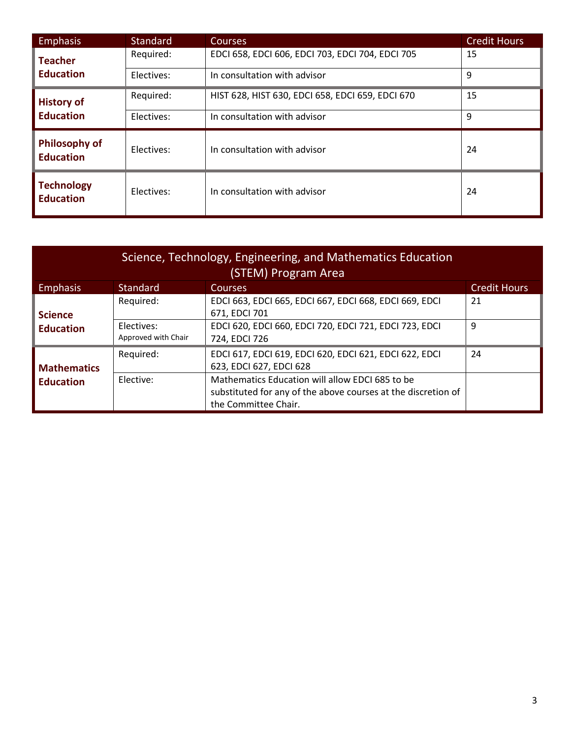| Emphasis | Standard | Courses | Credit Hours |
|---|---|---|---|
| **Teacher Education** | Required: | EDCI 658, EDCI 606, EDCI 703, EDCI 704, EDCI 705 | 15 |
| | Electives: | In consultation with advisor | 9 |
| **History of Education** | Required: | HIST 628, HIST 630, EDCI 658, EDCI 659, EDCI 670 | 15 |
| | Electives: | In consultation with advisor | 9 |
| **Philosophy of Education** | Electives: | In consultation with advisor | 24 |
| **Technology Education** | Electives: | In consultation with advisor | 24 |

| Science, Technology, Engineering, and Mathematics Education (STEM) Program Area | | | |
|---|---|---|---|
| Emphasis | Standard | Courses | Credit Hours |
| **Science Education** | Required: | EDCI 663, EDCI 665, EDCI 667, EDCI 668, EDCI 669, EDCI 671, EDCI 701 | 21 |
| | Electives: Approved with Chair | EDCI 620, EDCI 660, EDCI 720, EDCI 721, EDCI 723, EDCI 724, EDCI 726 | 9 |
| **Mathematics Education** | Required: | EDCI 617, EDCI 619, EDCI 620, EDCI 621, EDCI 622, EDCI 623, EDCI 627, EDCI 628 | 24 |
| | Elective: | Mathematics Education will allow EDCI 685 to be substituted for any of the above courses at the discretion of the Committee Chair. | |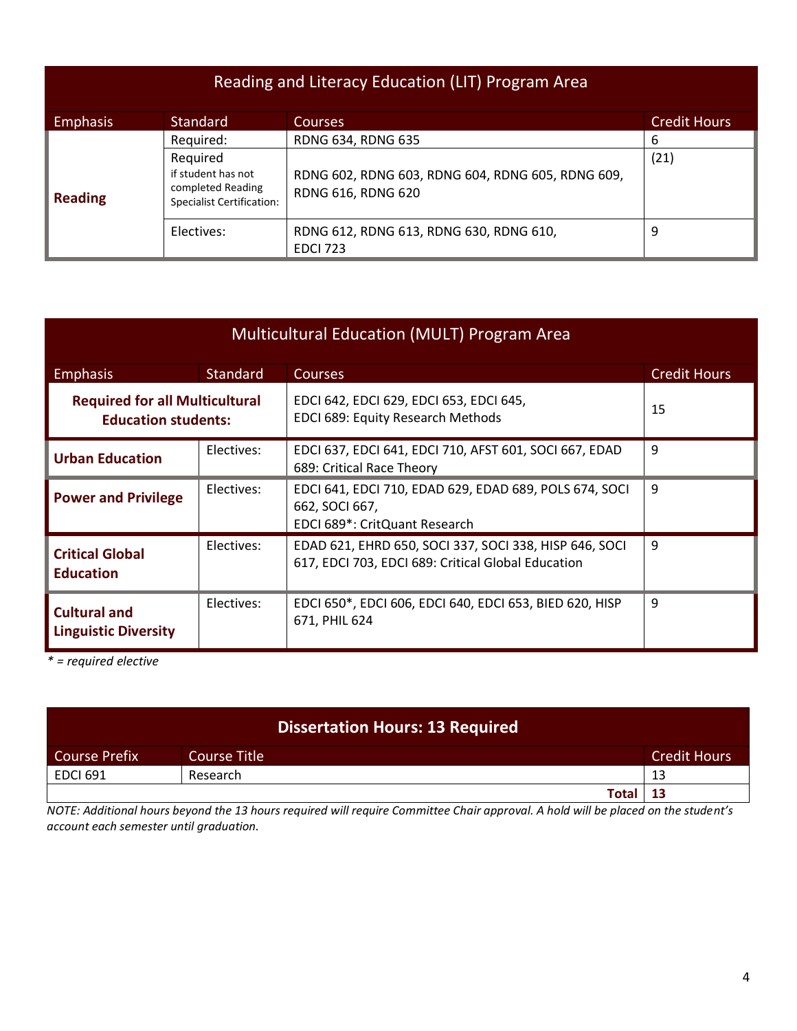## Reading and Literacy Education (LIT) Program Area

| Emphasis | Standard | Courses | Credit Hours |
|---|---|---|---|
| **Reading** | Required: | RDNG 634, RDNG 635 | 6 |
| | Required if student has not completed Reading Specialist Certification: | RDNG 602, RDNG 603, RDNG 604, RDNG 605, RDNG 609, RDNG 616, RDNG 620 | (21) |
| | Electives: | RDNG 612, RDNG 613, RDNG 630, RDNG 610, EDCI 723 | 9 |

## Multicultural Education (MULT) Program Area

| Emphasis | Standard | Courses | Credit Hours |
|---|---|---|---|
| **Required for all Multicultural Education students:** | | EDCI 642, EDCI 629, EDCI 653, EDCI 645, EDCI 689: Equity Research Methods | 15 |
| **Urban Education** | Electives: | EDCI 637, EDCI 641, EDCI 710, AFST 601, SOCI 667, EDAD 689: Critical Race Theory | 9 |
| **Power and Privilege** | Electives: | EDCI 641, EDCI 710, EDAD 629, EDAD 689, POLS 674, SOCI 662, SOCI 667, EDCI 689*: CritQuant Research | 9 |
| **Critical Global Education** | Electives: | EDAD 621, EHRD 650, SOCI 337, SOCI 338, HISP 646, SOCI 617, EDCI 703, EDCI 689: Critical Global Education | 9 |
| **Cultural and Linguistic Diversity** | Electives: | EDCI 650*, EDCI 606, EDCI 640, EDCI 653, BIED 620, HISP 671, PHIL 624 | 9 |

*\* = required elective*

## Dissertation Hours: 13 Required

| Course Prefix | Course Title | Credit Hours |
|---|---|---|
| EDCI 691 | Research | 13 |
| | **Total** | **13** |

*NOTE: Additional hours beyond the 13 hours required will require Committee Chair approval. A hold will be placed on the student's account each semester until graduation.*